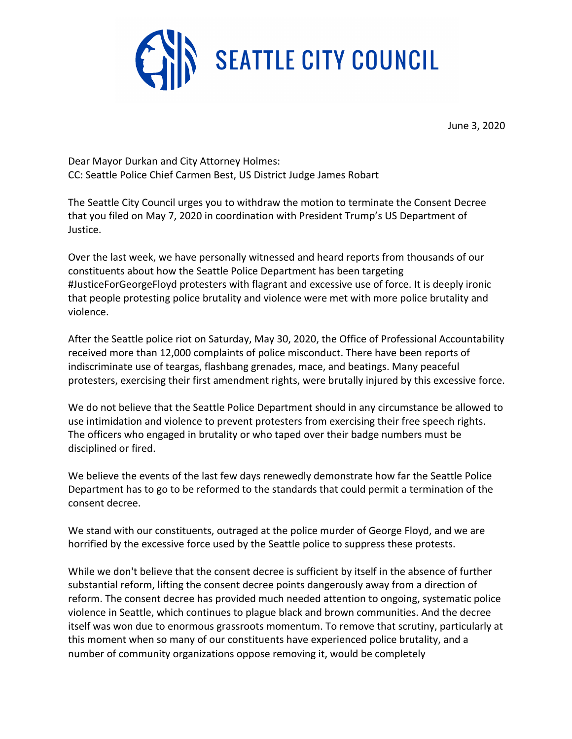# SEATTLE CITY COUNCIL

June 3, 2020

Dear Mayor Durkan and City Attorney Holmes:
CC: Seattle Police Chief Carmen Best, US District Judge James Robart

The Seattle City Council urges you to withdraw the motion to terminate the Consent Decree that you filed on May 7, 2020 in coordination with President Trump's US Department of Justice.

Over the last week, we have personally witnessed and heard reports from thousands of our constituents about how the Seattle Police Department has been targeting #JusticeForGeorgeFloyd protesters with flagrant and excessive use of force. It is deeply ironic that people protesting police brutality and violence were met with more police brutality and violence.

After the Seattle police riot on Saturday, May 30, 2020, the Office of Professional Accountability received more than 12,000 complaints of police misconduct. There have been reports of indiscriminate use of teargas, flashbang grenades, mace, and beatings. Many peaceful protesters, exercising their first amendment rights, were brutally injured by this excessive force.

We do not believe that the Seattle Police Department should in any circumstance be allowed to use intimidation and violence to prevent protesters from exercising their free speech rights. The officers who engaged in brutality or who taped over their badge numbers must be disciplined or fired.

We believe the events of the last few days renewedly demonstrate how far the Seattle Police Department has to go to be reformed to the standards that could permit a termination of the consent decree.

We stand with our constituents, outraged at the police murder of George Floyd, and we are horrified by the excessive force used by the Seattle police to suppress these protests.

While we don't believe that the consent decree is sufficient by itself in the absence of further substantial reform, lifting the consent decree points dangerously away from a direction of reform. The consent decree has provided much needed attention to ongoing, systematic police violence in Seattle, which continues to plague black and brown communities. And the decree itself was won due to enormous grassroots momentum. To remove that scrutiny, particularly at this moment when so many of our constituents have experienced police brutality, and a number of community organizations oppose removing it, would be completely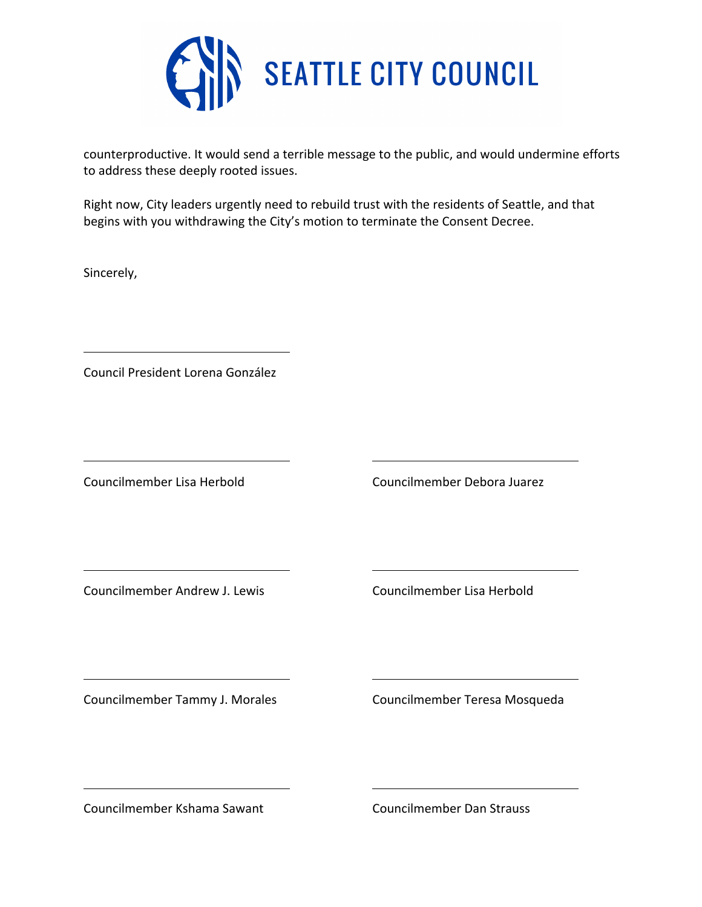counterproductive. It would send a terrible message to the public, and would undermine efforts to address these deeply rooted issues.

Right now, City leaders urgently need to rebuild trust with the residents of Seattle, and that begins with you withdrawing the City's motion to terminate the Consent Decree.

Sincerely,

Council President Lorena González

Councilmember Lisa Herbold

Councilmember Debora Juarez

Councilmember Andrew J. Lewis

Councilmember Lisa Herbold

Councilmember Tammy J. Morales

Councilmember Teresa Mosqueda

Councilmember Kshama Sawant

Councilmember Dan Strauss